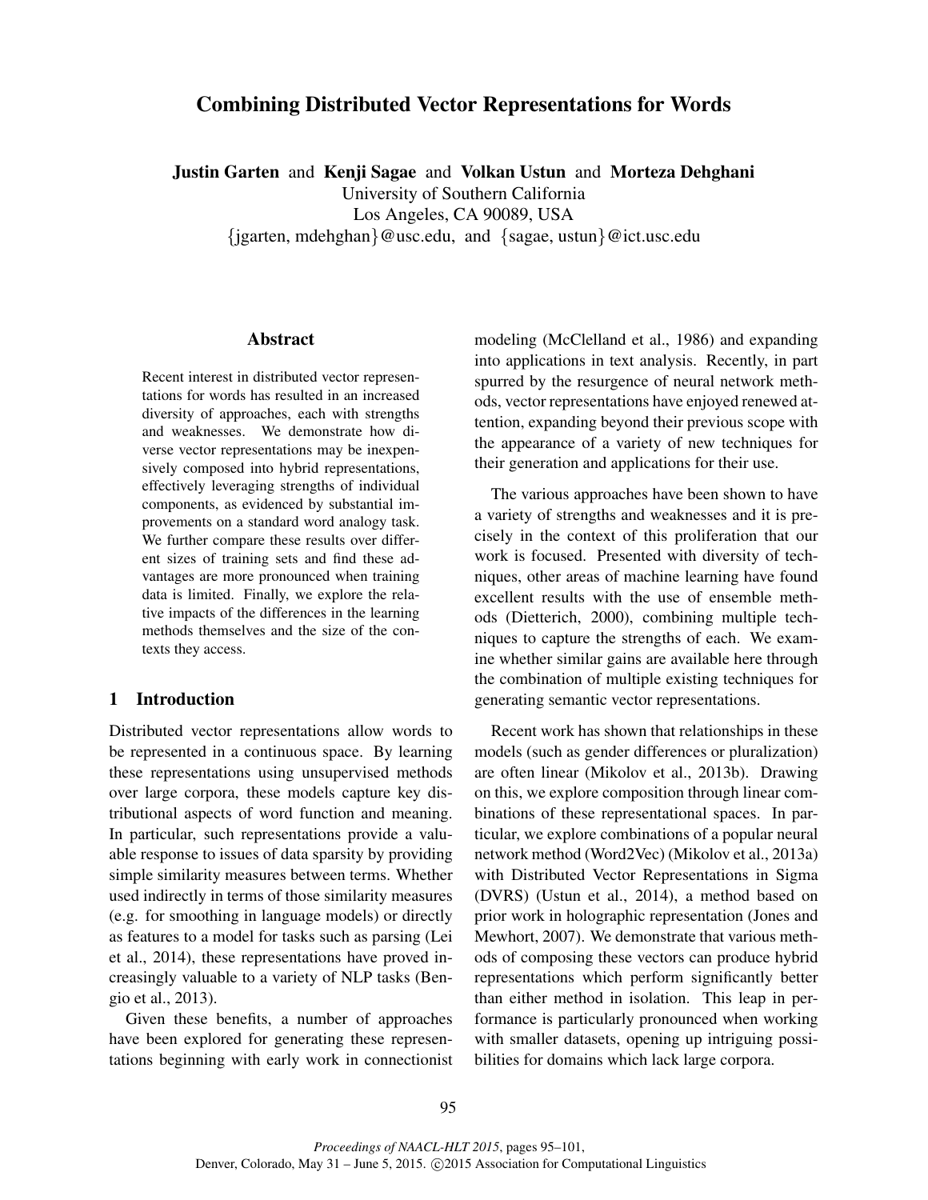# Combining Distributed Vector Representations for Words

**Justin Garten** and **Kenji Sagae** and **Volkan Ustun** and **Morteza Dehghani**
University of Southern California
Los Angeles, CA 90089, USA
{jgarten, mdehghan}@usc.edu, and {sagae, ustun}@ict.usc.edu

## Abstract

Recent interest in distributed vector representations for words has resulted in an increased diversity of approaches, each with strengths and weaknesses. We demonstrate how diverse vector representations may be inexpensively composed into hybrid representations, effectively leveraging strengths of individual components, as evidenced by substantial improvements on a standard word analogy task. We further compare these results over different sizes of training sets and find these advantages are more pronounced when training data is limited. Finally, we explore the relative impacts of the differences in the learning methods themselves and the size of the contexts they access.

## 1 Introduction

Distributed vector representations allow words to be represented in a continuous space. By learning these representations using unsupervised methods over large corpora, these models capture key distributional aspects of word function and meaning. In particular, such representations provide a valuable response to issues of data sparsity by providing simple similarity measures between terms. Whether used indirectly in terms of those similarity measures (e.g. for smoothing in language models) or directly as features to a model for tasks such as parsing (Lei et al., 2014), these representations have proved increasingly valuable to a variety of NLP tasks (Bengio et al., 2013).

Given these benefits, a number of approaches have been explored for generating these representations beginning with early work in connectionist modeling (McClelland et al., 1986) and expanding into applications in text analysis. Recently, in part spurred by the resurgence of neural network methods, vector representations have enjoyed renewed attention, expanding beyond their previous scope with the appearance of a variety of new techniques for their generation and applications for their use.

The various approaches have been shown to have a variety of strengths and weaknesses and it is precisely in the context of this proliferation that our work is focused. Presented with diversity of techniques, other areas of machine learning have found excellent results with the use of ensemble methods (Dietterich, 2000), combining multiple techniques to capture the strengths of each. We examine whether similar gains are available here through the combination of multiple existing techniques for generating semantic vector representations.

Recent work has shown that relationships in these models (such as gender differences or pluralization) are often linear (Mikolov et al., 2013b). Drawing on this, we explore composition through linear combinations of these representational spaces. In particular, we explore combinations of a popular neural network method (Word2Vec) (Mikolov et al., 2013a) with Distributed Vector Representations in Sigma (DVRS) (Ustun et al., 2014), a method based on prior work in holographic representation (Jones and Mewhort, 2007). We demonstrate that various methods of composing these vectors can produce hybrid representations which perform significantly better than either method in isolation. This leap in performance is particularly pronounced when working with smaller datasets, opening up intriguing possibilities for domains which lack large corpora.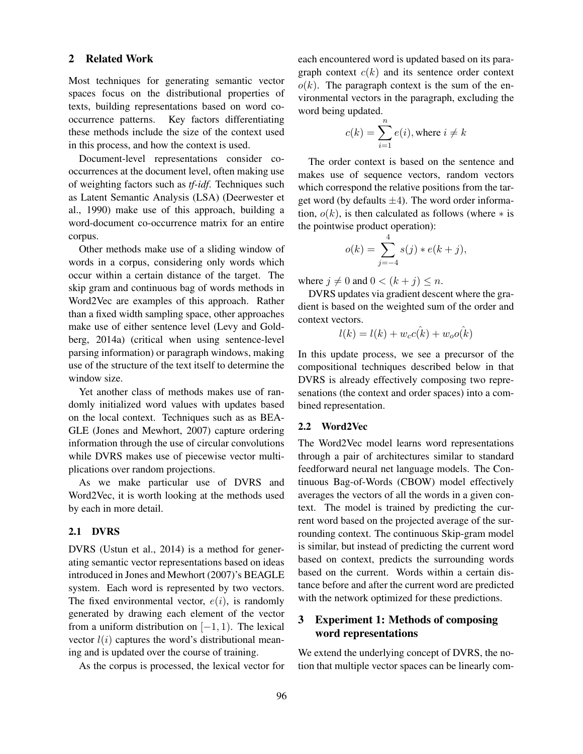## 2 Related Work

Most techniques for generating semantic vector spaces focus on the distributional properties of texts, building representations based on word co-occurrence patterns. Key factors differentiating these methods include the size of the context used in this process, and how the context is used.

Document-level representations consider co-occurrences at the document level, often making use of weighting factors such as *tf-idf*. Techniques such as Latent Semantic Analysis (LSA) (Deerwester et al., 1990) make use of this approach, building a word-document co-occurrence matrix for an entire corpus.

Other methods make use of a sliding window of words in a corpus, considering only words which occur within a certain distance of the target. The skip gram and continuous bag of words methods in Word2Vec are examples of this approach. Rather than a fixed width sampling space, other approaches make use of either sentence level (Levy and Goldberg, 2014a) (critical when using sentence-level parsing information) or paragraph windows, making use of the structure of the text itself to determine the window size.

Yet another class of methods makes use of randomly initialized word values with updates based on the local context. Techniques such as as BEAGLE (Jones and Mewhort, 2007) capture ordering information through the use of circular convolutions while DVRS makes use of piecewise vector multiplications over random projections.

As we make particular use of DVRS and Word2Vec, it is worth looking at the methods used by each in more detail.

### 2.1 DVRS

DVRS (Ustun et al., 2014) is a method for generating semantic vector representations based on ideas introduced in Jones and Mewhort (2007)'s BEAGLE system. Each word is represented by two vectors. The fixed environmental vector, $e(i)$, is randomly generated by drawing each element of the vector from a uniform distribution on $[-1, 1)$. The lexical vector $l(i)$ captures the word's distributional meaning and is updated over the course of training.

As the corpus is processed, the lexical vector for each encountered word is updated based on its paragraph context $c(k)$ and its sentence order context $o(k)$. The paragraph context is the sum of the environmental vectors in the paragraph, excluding the word being updated.

$$c(k) = \sum_{i=1}^{n} e(i), \text{where } i \neq k$$

The order context is based on the sentence and makes use of sequence vectors, random vectors which correspond the relative positions from the target word (by defaults $\pm 4$). The word order information, $o(k)$, is then calculated as follows (where $*$ is the pointwise product operation):

$$o(k) = \sum_{j=-4}^{4} s(j) * e(k+j),$$

where $j \neq 0$ and $0 < (k + j) \leq n$.

DVRS updates via gradient descent where the gradient is based on the weighted sum of the order and context vectors.

$$l(k) = l(k) + w_c \hat{c(k)} + w_o \hat{o(k)}$$

In this update process, we see a precursor of the compositional techniques described below in that DVRS is already effectively composing two represenations (the context and order spaces) into a combined representation.

### 2.2 Word2Vec

The Word2Vec model learns word representations through a pair of architectures similar to standard feedforward neural net language models. The Continuous Bag-of-Words (CBOW) model effectively averages the vectors of all the words in a given context. The model is trained by predicting the current word based on the projected average of the surrounding context. The continuous Skip-gram model is similar, but instead of predicting the current word based on context, predicts the surrounding words based on the current. Words within a certain distance before and after the current word are predicted with the network optimized for these predictions.

## 3 Experiment 1: Methods of composing word representations

We extend the underlying concept of DVRS, the notion that multiple vector spaces can be linearly com-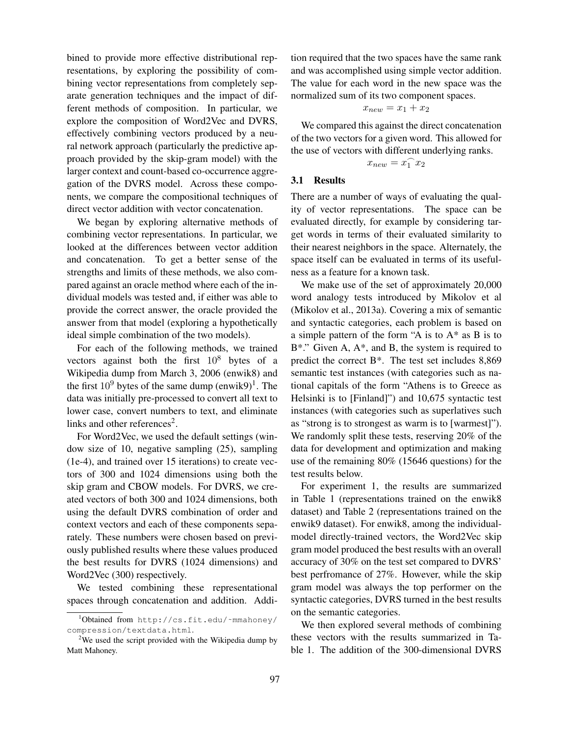bined to provide more effective distributional representations, by exploring the possibility of combining vector representations from completely separate generation techniques and the impact of different methods of composition. In particular, we explore the composition of Word2Vec and DVRS, effectively combining vectors produced by a neural network approach (particularly the predictive approach provided by the skip-gram model) with the larger context and count-based co-occurrence aggregation of the DVRS model. Across these components, we compare the compositional techniques of direct vector addition with vector concatenation.

We began by exploring alternative methods of combining vector representations. In particular, we looked at the differences between vector addition and concatenation. To get a better sense of the strengths and limits of these methods, we also compared against an oracle method where each of the individual models was tested and, if either was able to provide the correct answer, the oracle provided the answer from that model (exploring a hypothetically ideal simple combination of the two models).

For each of the following methods, we trained vectors against both the first $10^8$ bytes of a Wikipedia dump from March 3, 2006 (enwik8) and the first $10^9$ bytes of the same dump (enwik9)[1]. The data was initially pre-processed to convert all text to lower case, convert numbers to text, and eliminate links and other references[2].

For Word2Vec, we used the default settings (window size of 10, negative sampling (25), sampling (1e-4), and trained over 15 iterations) to create vectors of 300 and 1024 dimensions using both the skip gram and CBOW models. For DVRS, we created vectors of both 300 and 1024 dimensions, both using the default DVRS combination of order and context vectors and each of these components separately. These numbers were chosen based on previously published results where these values produced the best results for DVRS (1024 dimensions) and Word2Vec (300) respectively.

We tested combining these representational spaces through concatenation and addition. Addition required that the two spaces have the same rank and was accomplished using simple vector addition. The value for each word in the new space was the normalized sum of its two component spaces.

$$x_{new} = x_1 + x_2$$

We compared this against the direct concatenation of the two vectors for a given word. This allowed for the use of vectors with different underlying ranks.

$$x_{new} = x_1 \frown x_2$$

### 3.1 Results

There are a number of ways of evaluating the quality of vector representations. The space can be evaluated directly, for example by considering target words in terms of their evaluated similarity to their nearest neighbors in the space. Alternately, the space itself can be evaluated in terms of its usefulness as a feature for a known task.

We make use of the set of approximately 20,000 word analogy tests introduced by Mikolov et al (Mikolov et al., 2013a). Covering a mix of semantic and syntactic categories, each problem is based on a simple pattern of the form "A is to A* as B is to B*." Given A, A*, and B, the system is required to predict the correct B*. The test set includes 8,869 semantic test instances (with categories such as national capitals of the form "Athens is to Greece as Helsinki is to [Finland]") and 10,675 syntactic test instances (with categories such as superlatives such as "strong is to strongest as warm is to [warmest]"). We randomly split these tests, reserving 20% of the data for development and optimization and making use of the remaining 80% (15646 questions) for the test results below.

For experiment 1, the results are summarized in Table 1 (representations trained on the enwik8 dataset) and Table 2 (representations trained on the enwik9 dataset). For enwik8, among the individual-model directly-trained vectors, the Word2Vec skip gram model produced the best results with an overall accuracy of 30% on the test set compared to DVRS' best perfromance of 27%. However, while the skip gram model was always the top performer on the syntactic categories, DVRS turned in the best results on the semantic categories.

We then explored several methods of combining these vectors with the results summarized in Table 1. The addition of the 300-dimensional DVRS

[1] Obtained from http://cs.fit.edu/~mmahoney/compression/textdata.html.

[2] We used the script provided with the Wikipedia dump by Matt Mahoney.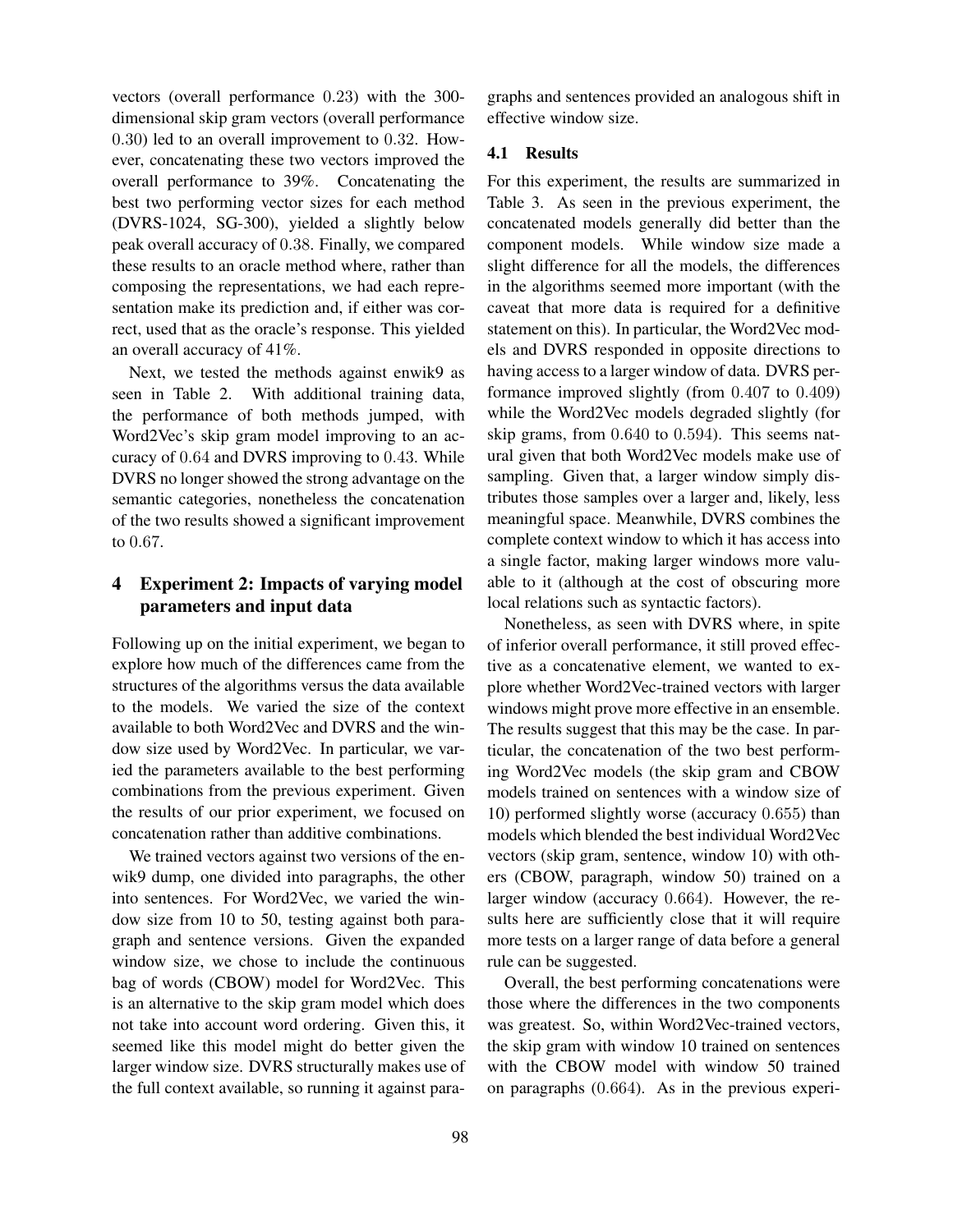vectors (overall performance $0.23$) with the 300-dimensional skip gram vectors (overall performance $0.30$) led to an overall improvement to $0.32$. However, concatenating these two vectors improved the overall performance to 39%. Concatenating the best two performing vector sizes for each method (DVRS-1024, SG-300), yielded a slightly below peak overall accuracy of $0.38$. Finally, we compared these results to an oracle method where, rather than composing the representations, we had each representation make its prediction and, if either was correct, used that as the oracle's response. This yielded an overall accuracy of 41%.

Next, we tested the methods against enwik9 as seen in Table 2. With additional training data, the performance of both methods jumped, with Word2Vec's skip gram model improving to an accuracy of $0.64$ and DVRS improving to $0.43$. While DVRS no longer showed the strong advantage on the semantic categories, nonetheless the concatenation of the two results showed a significant improvement to $0.67$.

## 4 Experiment 2: Impacts of varying model parameters and input data

Following up on the initial experiment, we began to explore how much of the differences came from the structures of the algorithms versus the data available to the models. We varied the size of the context available to both Word2Vec and DVRS and the window size used by Word2Vec. In particular, we varied the parameters available to the best performing combinations from the previous experiment. Given the results of our prior experiment, we focused on concatenation rather than additive combinations.

We trained vectors against two versions of the enwik9 dump, one divided into paragraphs, the other into sentences. For Word2Vec, we varied the window size from 10 to 50, testing against both paragraph and sentence versions. Given the expanded window size, we chose to include the continuous bag of words (CBOW) model for Word2Vec. This is an alternative to the skip gram model which does not take into account word ordering. Given this, it seemed like this model might do better given the larger window size. DVRS structurally makes use of the full context available, so running it against paragraphs and sentences provided an analogous shift in effective window size.

### 4.1 Results

For this experiment, the results are summarized in Table 3. As seen in the previous experiment, the concatenated models generally did better than the component models. While window size made a slight difference for all the models, the differences in the algorithms seemed more important (with the caveat that more data is required for a definitive statement on this). In particular, the Word2Vec models and DVRS responded in opposite directions to having access to a larger window of data. DVRS performance improved slightly (from $0.407$ to $0.409$) while the Word2Vec models degraded slightly (for skip grams, from $0.640$ to $0.594$). This seems natural given that both Word2Vec models make use of sampling. Given that, a larger window simply distributes those samples over a larger and, likely, less meaningful space. Meanwhile, DVRS combines the complete context window to which it has access into a single factor, making larger windows more valuable to it (although at the cost of obscuring more local relations such as syntactic factors).

Nonetheless, as seen with DVRS where, in spite of inferior overall performance, it still proved effective as a concatenative element, we wanted to explore whether Word2Vec-trained vectors with larger windows might prove more effective in an ensemble. The results suggest that this may be the case. In particular, the concatenation of the two best performing Word2Vec models (the skip gram and CBOW models trained on sentences with a window size of 10) performed slightly worse (accuracy $0.655$) than models which blended the best individual Word2Vec vectors (skip gram, sentence, window 10) with others (CBOW, paragraph, window 50) trained on a larger window (accuracy $0.664$). However, the results here are sufficiently close that it will require more tests on a larger range of data before a general rule can be suggested.

Overall, the best performing concatenations were those where the differences in the two components was greatest. So, within Word2Vec-trained vectors, the skip gram with window 10 trained on sentences with the CBOW model with window 50 trained on paragraphs ($0.664$). As in the previous experi-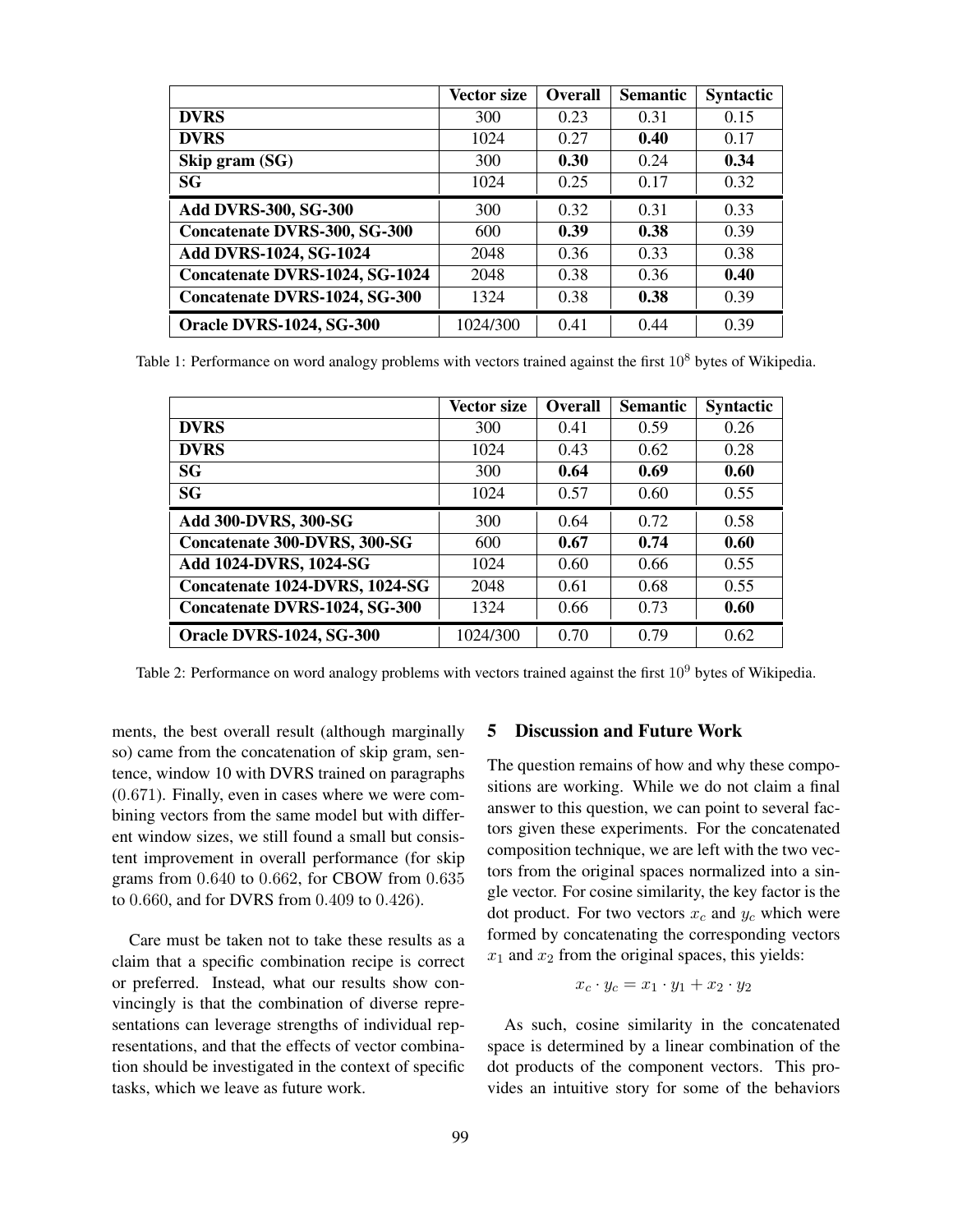| | Vector size | Overall | Semantic | Syntactic |
|---|---|---|---|---|
| **DVRS** | 300 | 0.23 | 0.31 | 0.15 |
| **DVRS** | 1024 | 0.27 | **0.40** | 0.17 |
| **Skip gram (SG)** | 300 | **0.30** | 0.24 | **0.34** |
| **SG** | 1024 | 0.25 | 0.17 | 0.32 |
| **Add DVRS-300, SG-300** | 300 | 0.32 | 0.31 | 0.33 |
| **Concatenate DVRS-300, SG-300** | 600 | **0.39** | **0.38** | 0.39 |
| **Add DVRS-1024, SG-1024** | 2048 | 0.36 | 0.33 | 0.38 |
| **Concatenate DVRS-1024, SG-1024** | 2048 | 0.38 | 0.36 | **0.40** |
| **Concatenate DVRS-1024, SG-300** | 1324 | 0.38 | **0.38** | 0.39 |
| **Oracle DVRS-1024, SG-300** | 1024/300 | 0.41 | 0.44 | 0.39 |

Table 1: Performance on word analogy problems with vectors trained against the first $10^8$ bytes of Wikipedia.

| | Vector size | Overall | Semantic | Syntactic |
|---|---|---|---|---|
| **DVRS** | 300 | 0.41 | 0.59 | 0.26 |
| **DVRS** | 1024 | 0.43 | 0.62 | 0.28 |
| **SG** | 300 | **0.64** | **0.69** | **0.60** |
| **SG** | 1024 | 0.57 | 0.60 | 0.55 |
| **Add 300-DVRS, 300-SG** | 300 | 0.64 | 0.72 | 0.58 |
| **Concatenate 300-DVRS, 300-SG** | 600 | **0.67** | **0.74** | **0.60** |
| **Add 1024-DVRS, 1024-SG** | 1024 | 0.60 | 0.66 | 0.55 |
| **Concatenate 1024-DVRS, 1024-SG** | 2048 | 0.61 | 0.68 | 0.55 |
| **Concatenate DVRS-1024, SG-300** | 1324 | 0.66 | 0.73 | **0.60** |
| **Oracle DVRS-1024, SG-300** | 1024/300 | 0.70 | 0.79 | 0.62 |

Table 2: Performance on word analogy problems with vectors trained against the first $10^9$ bytes of Wikipedia.

ments, the best overall result (although marginally so) came from the concatenation of skip gram, sentence, window 10 with DVRS trained on paragraphs (0.671). Finally, even in cases where we were combining vectors from the same model but with different window sizes, we still found a small but consistent improvement in overall performance (for skip grams from 0.640 to 0.662, for CBOW from 0.635 to 0.660, and for DVRS from 0.409 to 0.426).

Care must be taken not to take these results as a claim that a specific combination recipe is correct or preferred. Instead, what our results show convincingly is that the combination of diverse representations can leverage strengths of individual representations, and that the effects of vector combination should be investigated in the context of specific tasks, which we leave as future work.

## 5 Discussion and Future Work

The question remains of how and why these compositions are working. While we do not claim a final answer to this question, we can point to several factors given these experiments. For the concatenated composition technique, we are left with the two vectors from the original spaces normalized into a single vector. For cosine similarity, the key factor is the dot product. For two vectors $x_c$ and $y_c$ which were formed by concatenating the corresponding vectors $x_1$ and $x_2$ from the original spaces, this yields:

$$x_c \cdot y_c = x_1 \cdot y_1 + x_2 \cdot y_2$$

As such, cosine similarity in the concatenated space is determined by a linear combination of the dot products of the component vectors. This provides an intuitive story for some of the behaviors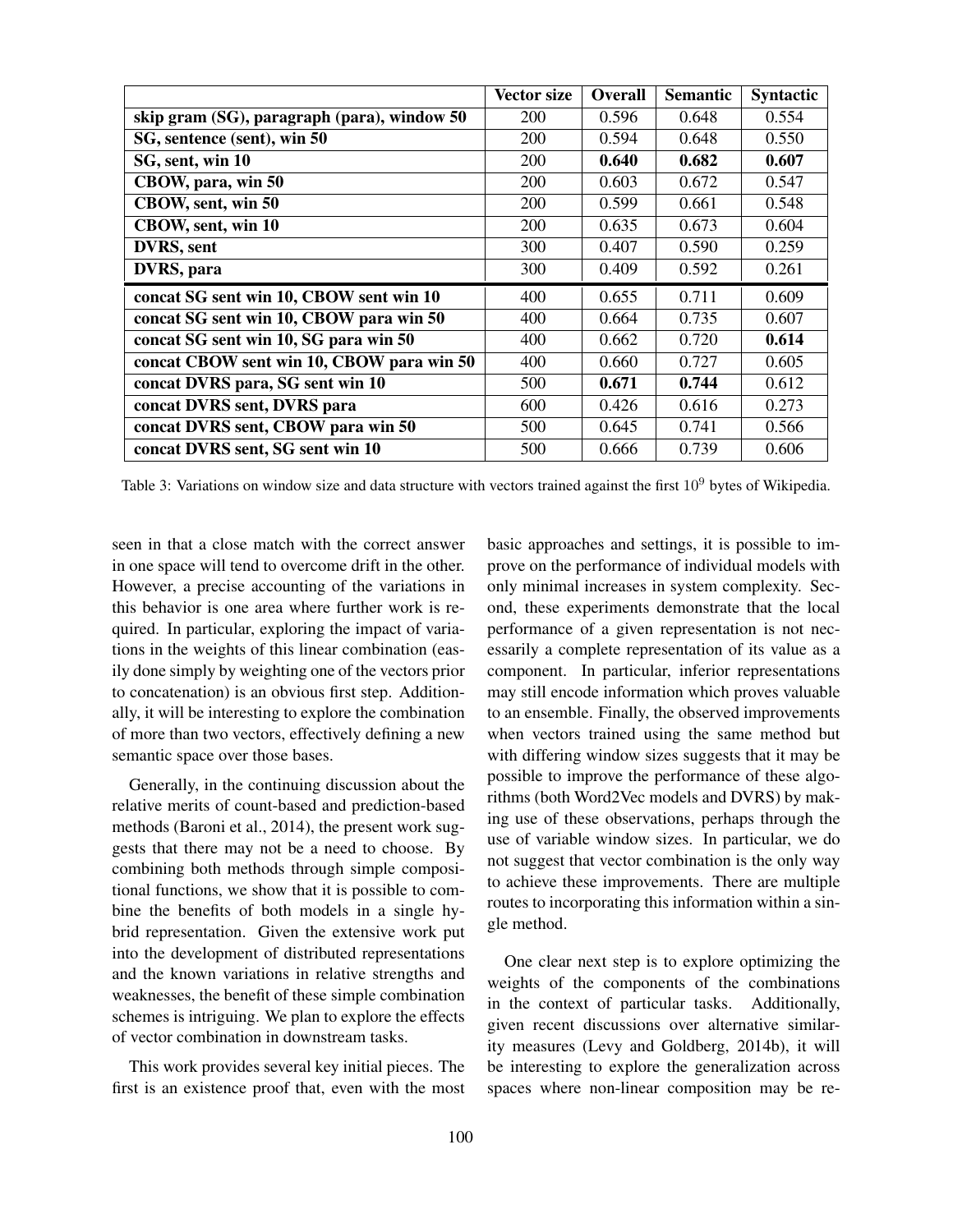| | Vector size | Overall | Semantic | Syntactic |
|---|---|---|---|---|
| **skip gram (SG), paragraph (para), window 50** | 200 | 0.596 | 0.648 | 0.554 |
| **SG, sentence (sent), win 50** | 200 | 0.594 | 0.648 | 0.550 |
| **SG, sent, win 10** | 200 | **0.640** | **0.682** | **0.607** |
| **CBOW, para, win 50** | 200 | 0.603 | 0.672 | 0.547 |
| **CBOW, sent, win 50** | 200 | 0.599 | 0.661 | 0.548 |
| **CBOW, sent, win 10** | 200 | 0.635 | 0.673 | 0.604 |
| **DVRS, sent** | 300 | 0.407 | 0.590 | 0.259 |
| **DVRS, para** | 300 | 0.409 | 0.592 | 0.261 |
| **concat SG sent win 10, CBOW sent win 10** | 400 | 0.655 | 0.711 | 0.609 |
| **concat SG sent win 10, CBOW para win 50** | 400 | 0.664 | 0.735 | 0.607 |
| **concat SG sent win 10, SG para win 50** | 400 | 0.662 | 0.720 | **0.614** |
| **concat CBOW sent win 10, CBOW para win 50** | 400 | 0.660 | 0.727 | 0.605 |
| **concat DVRS para, SG sent win 10** | 500 | **0.671** | **0.744** | 0.612 |
| **concat DVRS sent, DVRS para** | 600 | 0.426 | 0.616 | 0.273 |
| **concat DVRS sent, CBOW para win 50** | 500 | 0.645 | 0.741 | 0.566 |
| **concat DVRS sent, SG sent win 10** | 500 | 0.666 | 0.739 | 0.606 |

Table 3: Variations on window size and data structure with vectors trained against the first $10^9$ bytes of Wikipedia.

seen in that a close match with the correct answer in one space will tend to overcome drift in the other. However, a precise accounting of the variations in this behavior is one area where further work is required. In particular, exploring the impact of variations in the weights of this linear combination (easily done simply by weighting one of the vectors prior to concatenation) is an obvious first step. Additionally, it will be interesting to explore the combination of more than two vectors, effectively defining a new semantic space over those bases.

Generally, in the continuing discussion about the relative merits of count-based and prediction-based methods (Baroni et al., 2014), the present work suggests that there may not be a need to choose. By combining both methods through simple compositional functions, we show that it is possible to combine the benefits of both models in a single hybrid representation. Given the extensive work put into the development of distributed representations and the known variations in relative strengths and weaknesses, the benefit of these simple combination schemes is intriguing. We plan to explore the effects of vector combination in downstream tasks.

This work provides several key initial pieces. The first is an existence proof that, even with the most basic approaches and settings, it is possible to improve on the performance of individual models with only minimal increases in system complexity. Second, these experiments demonstrate that the local performance of a given representation is not necessarily a complete representation of its value as a component. In particular, inferior representations may still encode information which proves valuable to an ensemble. Finally, the observed improvements when vectors trained using the same method but with differing window sizes suggests that it may be possible to improve the performance of these algorithms (both Word2Vec models and DVRS) by making use of these observations, perhaps through the use of variable window sizes. In particular, we do not suggest that vector combination is the only way to achieve these improvements. There are multiple routes to incorporating this information within a single method.

One clear next step is to explore optimizing the weights of the components of the combinations in the context of particular tasks. Additionally, given recent discussions over alternative similarity measures (Levy and Goldberg, 2014b), it will be interesting to explore the generalization across spaces where non-linear composition may be re-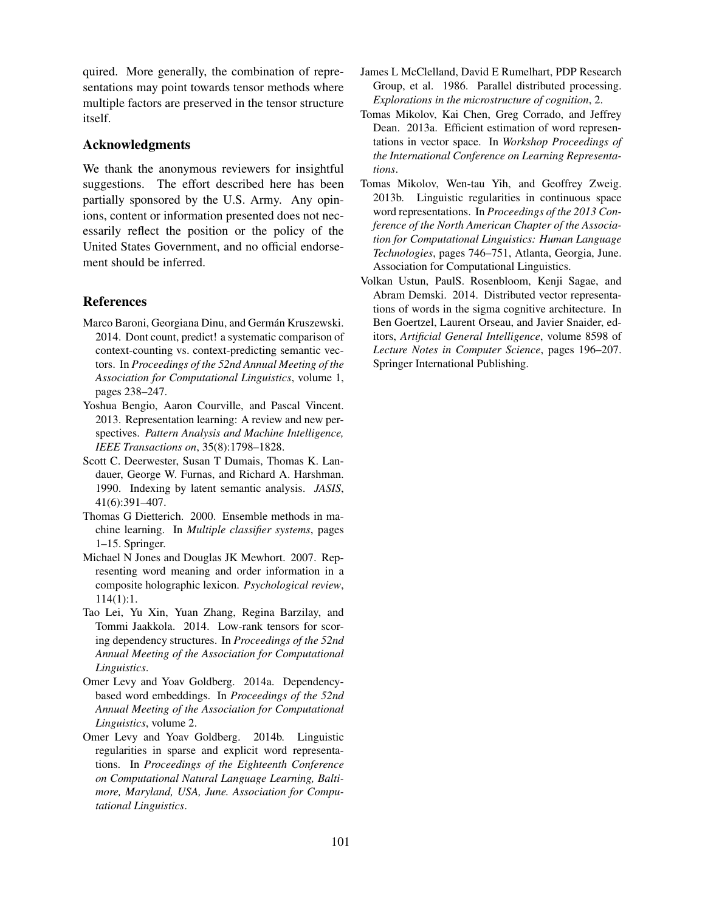quired. More generally, the combination of representations may point towards tensor methods where multiple factors are preserved in the tensor structure itself.

## Acknowledgments

We thank the anonymous reviewers for insightful suggestions. The effort described here has been partially sponsored by the U.S. Army. Any opinions, content or information presented does not necessarily reflect the position or the policy of the United States Government, and no official endorsement should be inferred.

## References

Marco Baroni, Georgiana Dinu, and Germán Kruszewski. 2014. Dont count, predict! a systematic comparison of context-counting vs. context-predicting semantic vectors. In *Proceedings of the 52nd Annual Meeting of the Association for Computational Linguistics*, volume 1, pages 238–247.

Yoshua Bengio, Aaron Courville, and Pascal Vincent. 2013. Representation learning: A review and new perspectives. *Pattern Analysis and Machine Intelligence, IEEE Transactions on*, 35(8):1798–1828.

Scott C. Deerwester, Susan T Dumais, Thomas K. Landauer, George W. Furnas, and Richard A. Harshman. 1990. Indexing by latent semantic analysis. *JASIS*, 41(6):391–407.

Thomas G Dietterich. 2000. Ensemble methods in machine learning. In *Multiple classifier systems*, pages 1–15. Springer.

Michael N Jones and Douglas JK Mewhort. 2007. Representing word meaning and order information in a composite holographic lexicon. *Psychological review*, 114(1):1.

Tao Lei, Yu Xin, Yuan Zhang, Regina Barzilay, and Tommi Jaakkola. 2014. Low-rank tensors for scoring dependency structures. In *Proceedings of the 52nd Annual Meeting of the Association for Computational Linguistics*.

Omer Levy and Yoav Goldberg. 2014a. Dependency-based word embeddings. In *Proceedings of the 52nd Annual Meeting of the Association for Computational Linguistics*, volume 2.

Omer Levy and Yoav Goldberg. 2014b. Linguistic regularities in sparse and explicit word representations. In *Proceedings of the Eighteenth Conference on Computational Natural Language Learning, Baltimore, Maryland, USA, June. Association for Computational Linguistics*.

James L McClelland, David E Rumelhart, PDP Research Group, et al. 1986. Parallel distributed processing. *Explorations in the microstructure of cognition*, 2.

Tomas Mikolov, Kai Chen, Greg Corrado, and Jeffrey Dean. 2013a. Efficient estimation of word representations in vector space. In *Workshop Proceedings of the International Conference on Learning Representations*.

Tomas Mikolov, Wen-tau Yih, and Geoffrey Zweig. 2013b. Linguistic regularities in continuous space word representations. In *Proceedings of the 2013 Conference of the North American Chapter of the Association for Computational Linguistics: Human Language Technologies*, pages 746–751, Atlanta, Georgia, June. Association for Computational Linguistics.

Volkan Ustun, PaulS. Rosenbloom, Kenji Sagae, and Abram Demski. 2014. Distributed vector representations of words in the sigma cognitive architecture. In Ben Goertzel, Laurent Orseau, and Javier Snaider, editors, *Artificial General Intelligence*, volume 8598 of *Lecture Notes in Computer Science*, pages 196–207. Springer International Publishing.